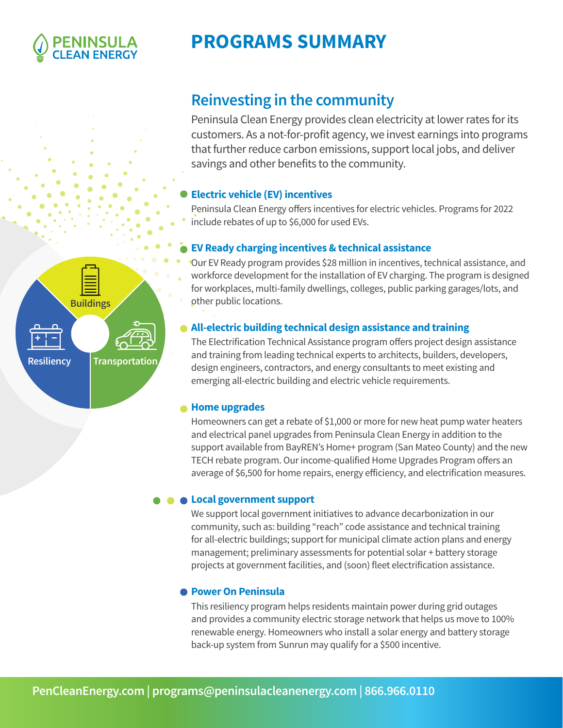# PENINSULA CLEAN ENERGY

# PROGRAMS SUMMARY

Buildings

Resiliency

Transportation

## Reinvesting in the community

Peninsula Clean Energy provides clean electricity at lower rates for its customers. As a not-for-profit agency, we invest earnings into programs that further reduce carbon emissions, support local jobs, and deliver savings and other benefits to the community.

### Electric vehicle (EV) incentives

Peninsula Clean Energy offers incentives for electric vehicles. Programs for 2022 include rebates of up to $6,000 for used EVs.

### EV Ready charging incentives & technical assistance

Our EV Ready program provides $28 million in incentives, technical assistance, and workforce development for the installation of EV charging. The program is designed for workplaces, multi-family dwellings, colleges, public parking garages/lots, and other public locations.

### All-electric building technical design assistance and training

The Electrification Technical Assistance program offers project design assistance and training from leading technical experts to architects, builders, developers, design engineers, contractors, and energy consultants to meet existing and emerging all-electric building and electric vehicle requirements.

### Home upgrades

Homeowners can get a rebate of $1,000 or more for new heat pump water heaters and electrical panel upgrades from Peninsula Clean Energy in addition to the support available from BayREN's Home+ program (San Mateo County) and the new TECH rebate program. Our income-qualified Home Upgrades Program offers an average of $6,500 for home repairs, energy efficiency, and electrification measures.

### Local government support

We support local government initiatives to advance decarbonization in our community, such as: building "reach" code assistance and technical training for all-electric buildings; support for municipal climate action plans and energy management; preliminary assessments for potential solar + battery storage projects at government facilities, and (soon) fleet electrification assistance.

### Power On Peninsula

This resiliency program helps residents maintain power during grid outages and provides a community electric storage network that helps us move to 100% renewable energy. Homeowners who install a solar energy and battery storage back-up system from Sunrun may qualify for a $500 incentive.

PenCleanEnergy.com | programs@peninsulacleanenergy.com | 866.966.0110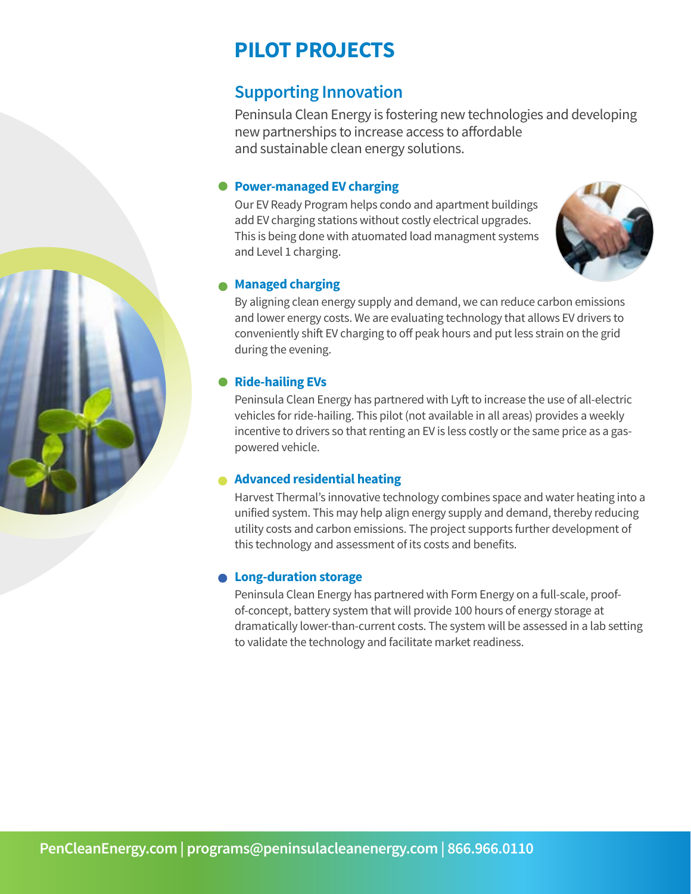# PILOT PROJECTS

## Supporting Innovation

Peninsula Clean Energy is fostering new technologies and developing new partnerships to increase access to affordable and sustainable clean energy solutions.

- **Power-managed EV charging**

  Our EV Ready Program helps condo and apartment buildings add EV charging stations without costly electrical upgrades. This is being done with atuomated load managment systems and Level 1 charging.

- **Managed charging**

  By aligning clean energy supply and demand, we can reduce carbon emissions and lower energy costs. We are evaluating technology that allows EV drivers to conveniently shift EV charging to off peak hours and put less strain on the grid during the evening.

- **Ride-hailing EVs**

  Peninsula Clean Energy has partnered with Lyft to increase the use of all-electric vehicles for ride-hailing. This pilot (not available in all areas) provides a weekly incentive to drivers so that renting an EV is less costly or the same price as a gas-powered vehicle.

- **Advanced residential heating**

  Harvest Thermal's innovative technology combines space and water heating into a unified system. This may help align energy supply and demand, thereby reducing utility costs and carbon emissions. The project supports further development of this technology and assessment of its costs and benefits.

- **Long-duration storage**

  Peninsula Clean Energy has partnered with Form Energy on a full-scale, proof-of-concept, battery system that will provide 100 hours of energy storage at dramatically lower-than-current costs. The system will be assessed in a lab setting to validate the technology and facilitate market readiness.

PenCleanEnergy.com | programs@peninsulacleanenergy.com | 866.966.0110